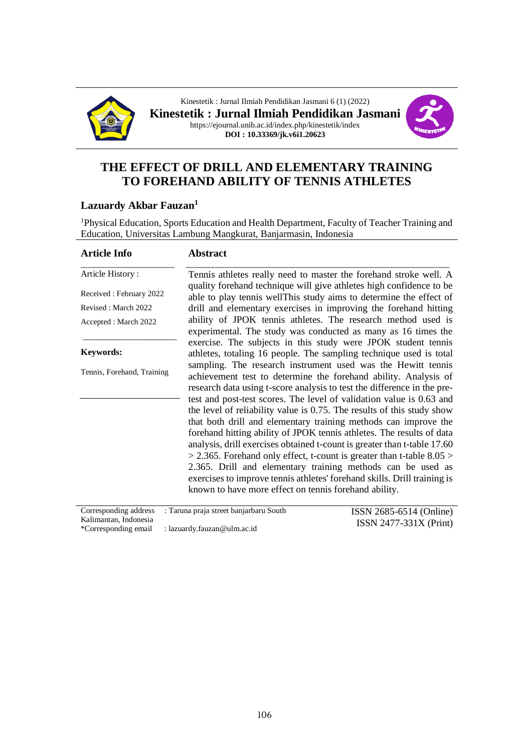Kinestetik : Jurnal Ilmiah Pendidikan Jasmani 6 (1) (2022)

**Kinestetik : Jurnal Ilmiah Pendidikan Jasmani**

https://ejournal.unib.ac.id/index.php/kinestetik/index

**DOI : 10.33369/jk.v6i1.20623**

# THE EFFECT OF DRILL AND ELEMENTARY TRAINING TO FOREHAND ABILITY OF TENNIS ATHLETES

**Lazuardy Akbar Fauzan[1]**

[1]Physical Education, Sports Education and Health Department, Faculty of Teacher Training and Education, Universitas Lambung Mangkurat, Banjarmasin, Indonesia

## Article Info

Article History :

Received : February 2022

Revised : March 2022

Accepted : March 2022

**Keywords:**

Tennis, Forehand, Training

## Abstract

Tennis athletes really need to master the forehand stroke well. A quality forehand technique will give athletes high confidence to be able to play tennis wellThis study aims to determine the effect of drill and elementary exercises in improving the forehand hitting ability of JPOK tennis athletes. The research method used is experimental. The study was conducted as many as 16 times the exercise. The subjects in this study were JPOK student tennis athletes, totaling 16 people. The sampling technique used is total sampling. The research instrument used was the Hewitt tennis achievement test to determine the forehand ability. Analysis of research data using t-score analysis to test the difference in the pre-test and post-test scores. The level of validation value is 0.63 and the level of reliability value is 0.75. The results of this study show that both drill and elementary training methods can improve the forehand hitting ability of JPOK tennis athletes. The results of data analysis, drill exercises obtained t-count is greater than t-table 17.60 > 2.365. Forehand only effect, t-count is greater than t-table 8.05 > 2.365. Drill and elementary training methods can be used as exercises to improve tennis athletes' forehand skills. Drill training is known to have more effect on tennis forehand ability.

Corresponding address : Taruna praja street banjarbaru South Kalimantan, Indonesia

*Corresponding email : lazuardy.fauzan@ulm.ac.id

ISSN 2685-6514 (Online)

ISSN 2477-331X (Print)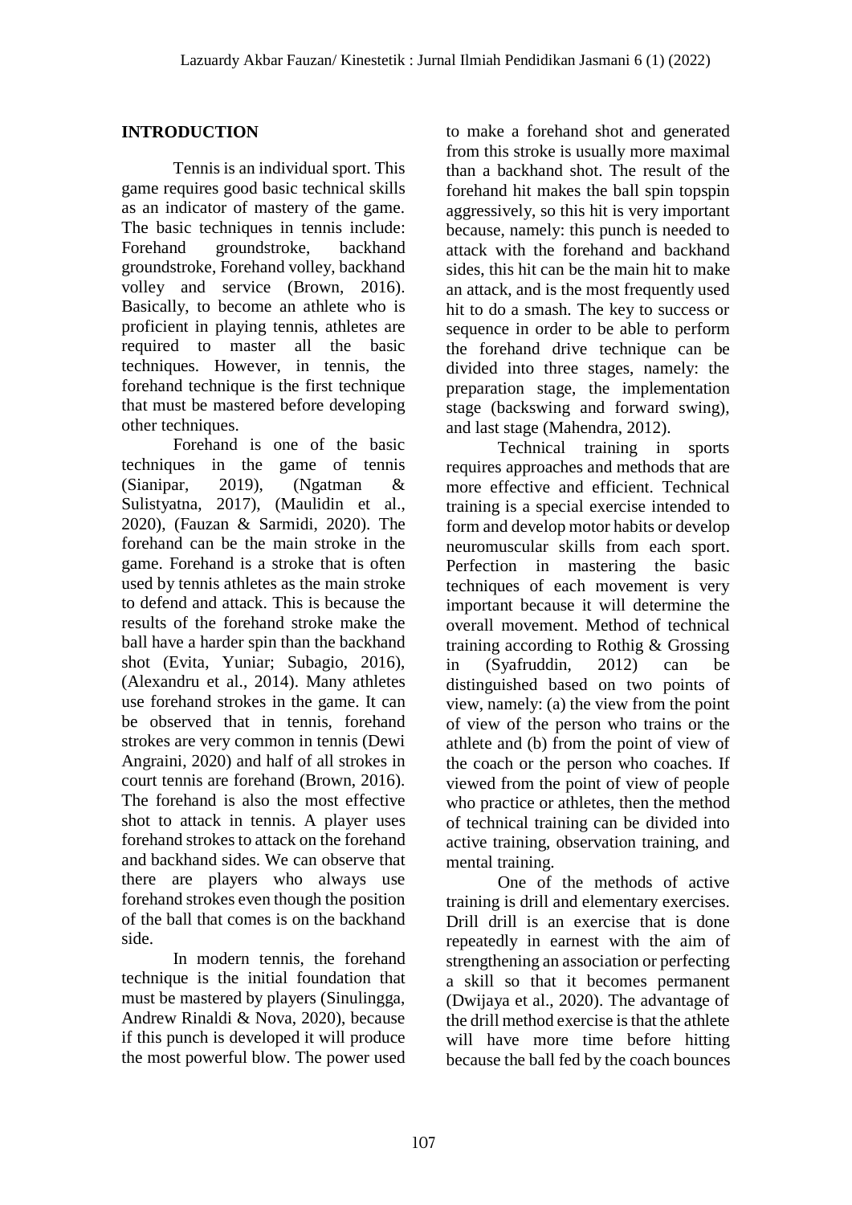## INTRODUCTION

Tennis is an individual sport. This game requires good basic technical skills as an indicator of mastery of the game. The basic techniques in tennis include: Forehand groundstroke, backhand groundstroke, Forehand volley, backhand volley and service (Brown, 2016). Basically, to become an athlete who is proficient in playing tennis, athletes are required to master all the basic techniques. However, in tennis, the forehand technique is the first technique that must be mastered before developing other techniques.

Forehand is one of the basic techniques in the game of tennis (Sianipar, 2019), (Ngatman & Sulistyatna, 2017), (Maulidin et al., 2020), (Fauzan & Sarmidi, 2020). The forehand can be the main stroke in the game. Forehand is a stroke that is often used by tennis athletes as the main stroke to defend and attack. This is because the results of the forehand stroke make the ball have a harder spin than the backhand shot (Evita, Yuniar; Subagio, 2016), (Alexandru et al., 2014). Many athletes use forehand strokes in the game. It can be observed that in tennis, forehand strokes are very common in tennis (Dewi Angraini, 2020) and half of all strokes in court tennis are forehand (Brown, 2016). The forehand is also the most effective shot to attack in tennis. A player uses forehand strokes to attack on the forehand and backhand sides. We can observe that there are players who always use forehand strokes even though the position of the ball that comes is on the backhand side.

In modern tennis, the forehand technique is the initial foundation that must be mastered by players (Sinulingga, Andrew Rinaldi & Nova, 2020), because if this punch is developed it will produce the most powerful blow. The power used to make a forehand shot and generated from this stroke is usually more maximal than a backhand shot. The result of the forehand hit makes the ball spin topspin aggressively, so this hit is very important because, namely: this punch is needed to attack with the forehand and backhand sides, this hit can be the main hit to make an attack, and is the most frequently used hit to do a smash. The key to success or sequence in order to be able to perform the forehand drive technique can be divided into three stages, namely: the preparation stage, the implementation stage (backswing and forward swing), and last stage (Mahendra, 2012).

Technical training in sports requires approaches and methods that are more effective and efficient. Technical training is a special exercise intended to form and develop motor habits or develop neuromuscular skills from each sport. Perfection in mastering the basic techniques of each movement is very important because it will determine the overall movement. Method of technical training according to Rothig & Grossing in (Syafruddin, 2012) can be distinguished based on two points of view, namely: (a) the view from the point of view of the person who trains or the athlete and (b) from the point of view of the coach or the person who coaches. If viewed from the point of view of people who practice or athletes, then the method of technical training can be divided into active training, observation training, and mental training.

One of the methods of active training is drill and elementary exercises. Drill drill is an exercise that is done repeatedly in earnest with the aim of strengthening an association or perfecting a skill so that it becomes permanent (Dwijaya et al., 2020). The advantage of the drill method exercise is that the athlete will have more time before hitting because the ball fed by the coach bounces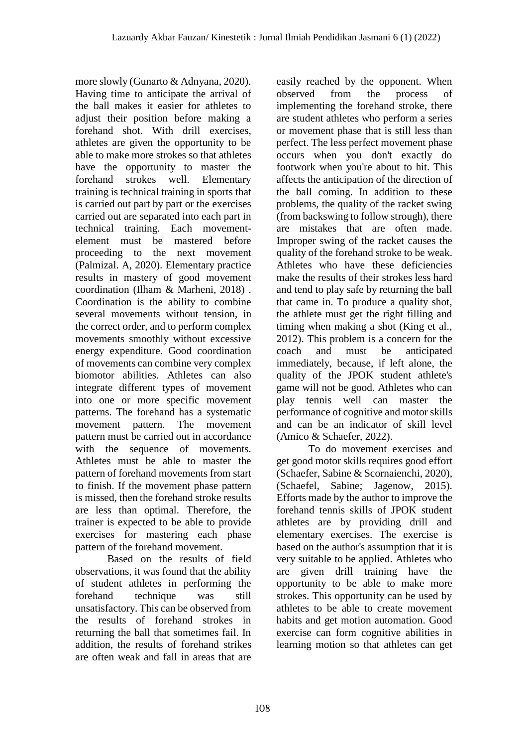more slowly (Gunarto & Adnyana, 2020). Having time to anticipate the arrival of the ball makes it easier for athletes to adjust their position before making a forehand shot. With drill exercises, athletes are given the opportunity to be able to make more strokes so that athletes have the opportunity to master the forehand strokes well. Elementary training is technical training in sports that is carried out part by part or the exercises carried out are separated into each part in technical training. Each movement-element must be mastered before proceeding to the next movement (Palmizal. A, 2020). Elementary practice results in mastery of good movement coordination (Ilham & Marheni, 2018) . Coordination is the ability to combine several movements without tension, in the correct order, and to perform complex movements smoothly without excessive energy expenditure. Good coordination of movements can combine very complex biomotor abilities. Athletes can also integrate different types of movement into one or more specific movement patterns. The forehand has a systematic movement pattern. The movement pattern must be carried out in accordance with the sequence of movements. Athletes must be able to master the pattern of forehand movements from start to finish. If the movement phase pattern is missed, then the forehand stroke results are less than optimal. Therefore, the trainer is expected to be able to provide exercises for mastering each phase pattern of the forehand movement.

Based on the results of field observations, it was found that the ability of student athletes in performing the forehand technique was still unsatisfactory. This can be observed from the results of forehand strokes in returning the ball that sometimes fail. In addition, the results of forehand strikes are often weak and fall in areas that are easily reached by the opponent. When observed from the process of implementing the forehand stroke, there are student athletes who perform a series or movement phase that is still less than perfect. The less perfect movement phase occurs when you don't exactly do footwork when you're about to hit. This affects the anticipation of the direction of the ball coming. In addition to these problems, the quality of the racket swing (from backswing to follow strough), there are mistakes that are often made. Improper swing of the racket causes the quality of the forehand stroke to be weak. Athletes who have these deficiencies make the results of their strokes less hard and tend to play safe by returning the ball that came in. To produce a quality shot, the athlete must get the right filling and timing when making a shot (King et al., 2012). This problem is a concern for the coach and must be anticipated immediately, because, if left alone, the quality of the JPOK student athlete's game will not be good. Athletes who can play tennis well can master the performance of cognitive and motor skills and can be an indicator of skill level (Amico & Schaefer, 2022).

To do movement exercises and get good motor skills requires good effort (Schaefer, Sabine & Scornaienchi, 2020), (Schaefel, Sabine; Jagenow, 2015). Efforts made by the author to improve the forehand tennis skills of JPOK student athletes are by providing drill and elementary exercises. The exercise is based on the author's assumption that it is very suitable to be applied. Athletes who are given drill training have the opportunity to be able to make more strokes. This opportunity can be used by athletes to be able to create movement habits and get motion automation. Good exercise can form cognitive abilities in learning motion so that athletes can get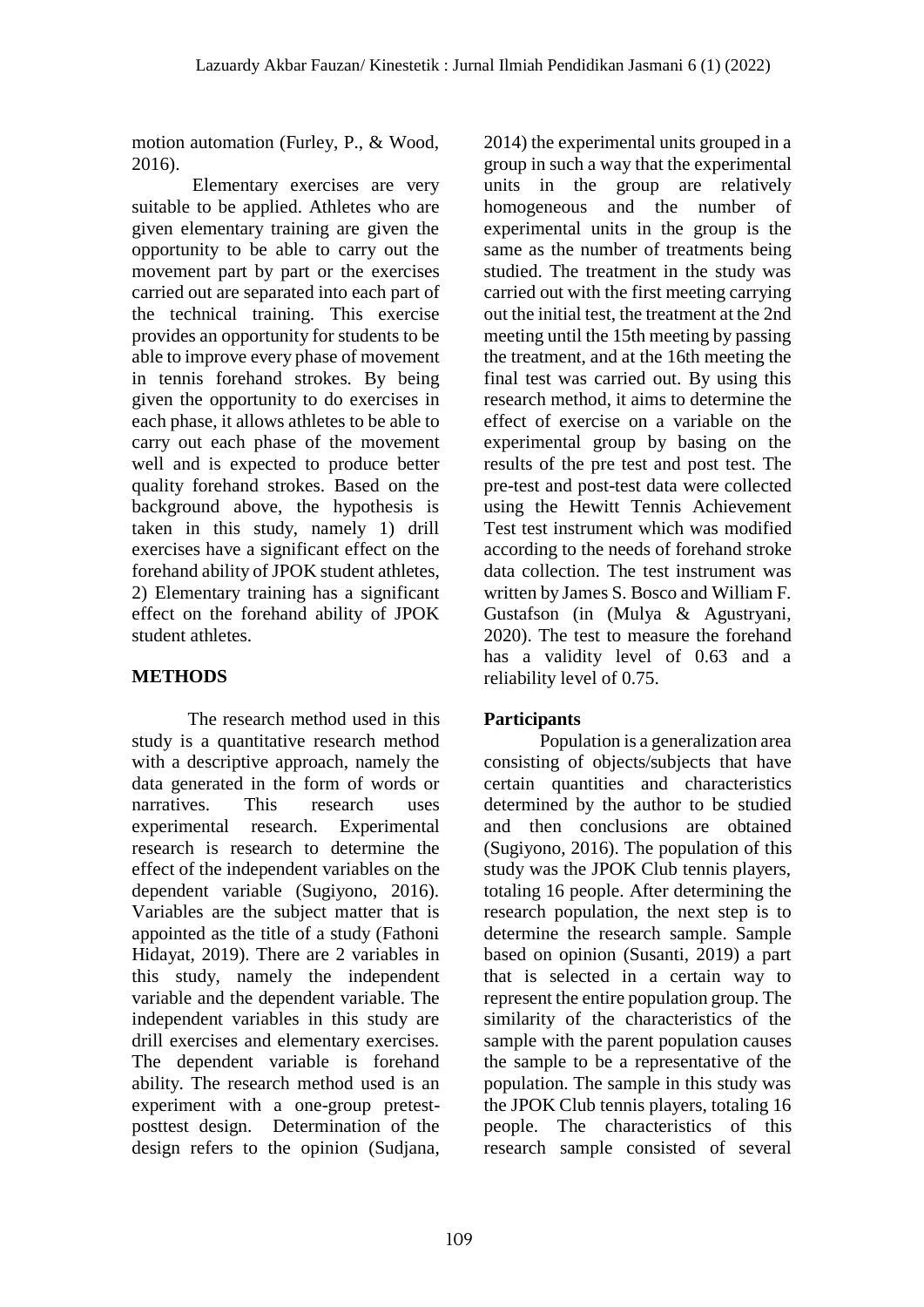motion automation (Furley, P., & Wood, 2016).

Elementary exercises are very suitable to be applied. Athletes who are given elementary training are given the opportunity to be able to carry out the movement part by part or the exercises carried out are separated into each part of the technical training. This exercise provides an opportunity for students to be able to improve every phase of movement in tennis forehand strokes. By being given the opportunity to do exercises in each phase, it allows athletes to be able to carry out each phase of the movement well and is expected to produce better quality forehand strokes. Based on the background above, the hypothesis is taken in this study, namely 1) drill exercises have a significant effect on the forehand ability of JPOK student athletes, 2) Elementary training has a significant effect on the forehand ability of JPOK student athletes.

## METHODS

The research method used in this study is a quantitative research method with a descriptive approach, namely the data generated in the form of words or narratives. This research uses experimental research. Experimental research is research to determine the effect of the independent variables on the dependent variable (Sugiyono, 2016). Variables are the subject matter that is appointed as the title of a study (Fathoni Hidayat, 2019). There are 2 variables in this study, namely the independent variable and the dependent variable. The independent variables in this study are drill exercises and elementary exercises. The dependent variable is forehand ability. The research method used is an experiment with a one-group pretest-posttest design. Determination of the design refers to the opinion (Sudjana, 2014) the experimental units grouped in a group in such a way that the experimental units in the group are relatively homogeneous and the number of experimental units in the group is the same as the number of treatments being studied. The treatment in the study was carried out with the first meeting carrying out the initial test, the treatment at the 2nd meeting until the 15th meeting by passing the treatment, and at the 16th meeting the final test was carried out. By using this research method, it aims to determine the effect of exercise on a variable on the experimental group by basing on the results of the pre test and post test. The pre-test and post-test data were collected using the Hewitt Tennis Achievement Test test instrument which was modified according to the needs of forehand stroke data collection. The test instrument was written by James S. Bosco and William F. Gustafson (in (Mulya & Agustryani, 2020). The test to measure the forehand has a validity level of 0.63 and a reliability level of 0.75.

### Participants

Population is a generalization area consisting of objects/subjects that have certain quantities and characteristics determined by the author to be studied and then conclusions are obtained (Sugiyono, 2016). The population of this study was the JPOK Club tennis players, totaling 16 people. After determining the research population, the next step is to determine the research sample. Sample based on opinion (Susanti, 2019) a part that is selected in a certain way to represent the entire population group. The similarity of the characteristics of the sample with the parent population causes the sample to be a representative of the population. The sample in this study was the JPOK Club tennis players, totaling 16 people. The characteristics of this research sample consisted of several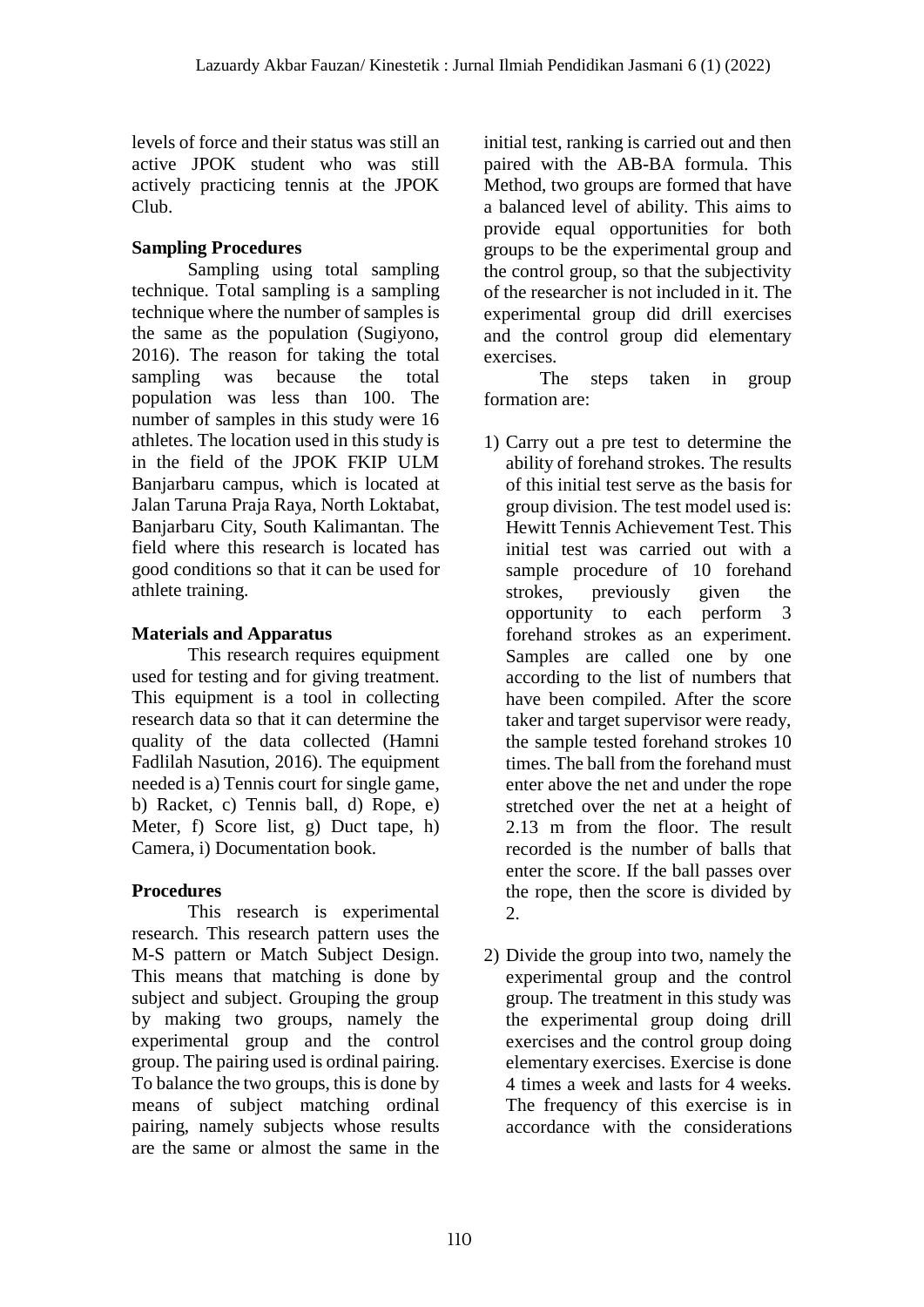levels of force and their status was still an active JPOK student who was still actively practicing tennis at the JPOK Club.

**Sampling Procedures**

Sampling using total sampling technique. Total sampling is a sampling technique where the number of samples is the same as the population (Sugiyono, 2016). The reason for taking the total sampling was because the total population was less than 100. The number of samples in this study were 16 athletes. The location used in this study is in the field of the JPOK FKIP ULM Banjarbaru campus, which is located at Jalan Taruna Praja Raya, North Loktabat, Banjarbaru City, South Kalimantan. The field where this research is located has good conditions so that it can be used for athlete training.

**Materials and Apparatus**

This research requires equipment used for testing and for giving treatment. This equipment is a tool in collecting research data so that it can determine the quality of the data collected (Hamni Fadlilah Nasution, 2016). The equipment needed is a) Tennis court for single game, b) Racket, c) Tennis ball, d) Rope, e) Meter, f) Score list, g) Duct tape, h) Camera, i) Documentation book.

**Procedures**

This research is experimental research. This research pattern uses the M-S pattern or Match Subject Design. This means that matching is done by subject and subject. Grouping the group by making two groups, namely the experimental group and the control group. The pairing used is ordinal pairing. To balance the two groups, this is done by means of subject matching ordinal pairing, namely subjects whose results are the same or almost the same in the initial test, ranking is carried out and then paired with the AB-BA formula. This Method, two groups are formed that have a balanced level of ability. This aims to provide equal opportunities for both groups to be the experimental group and the control group, so that the subjectivity of the researcher is not included in it. The experimental group did drill exercises and the control group did elementary exercises.

The steps taken in group formation are:

1) Carry out a pre test to determine the ability of forehand strokes. The results of this initial test serve as the basis for group division. The test model used is: Hewitt Tennis Achievement Test. This initial test was carried out with a sample procedure of 10 forehand strokes, previously given the opportunity to each perform 3 forehand strokes as an experiment. Samples are called one by one according to the list of numbers that have been compiled. After the score taker and target supervisor were ready, the sample tested forehand strokes 10 times. The ball from the forehand must enter above the net and under the rope stretched over the net at a height of 2.13 m from the floor. The result recorded is the number of balls that enter the score. If the ball passes over the rope, then the score is divided by 2.

2) Divide the group into two, namely the experimental group and the control group. The treatment in this study was the experimental group doing drill exercises and the control group doing elementary exercises. Exercise is done 4 times a week and lasts for 4 weeks. The frequency of this exercise is in accordance with the considerations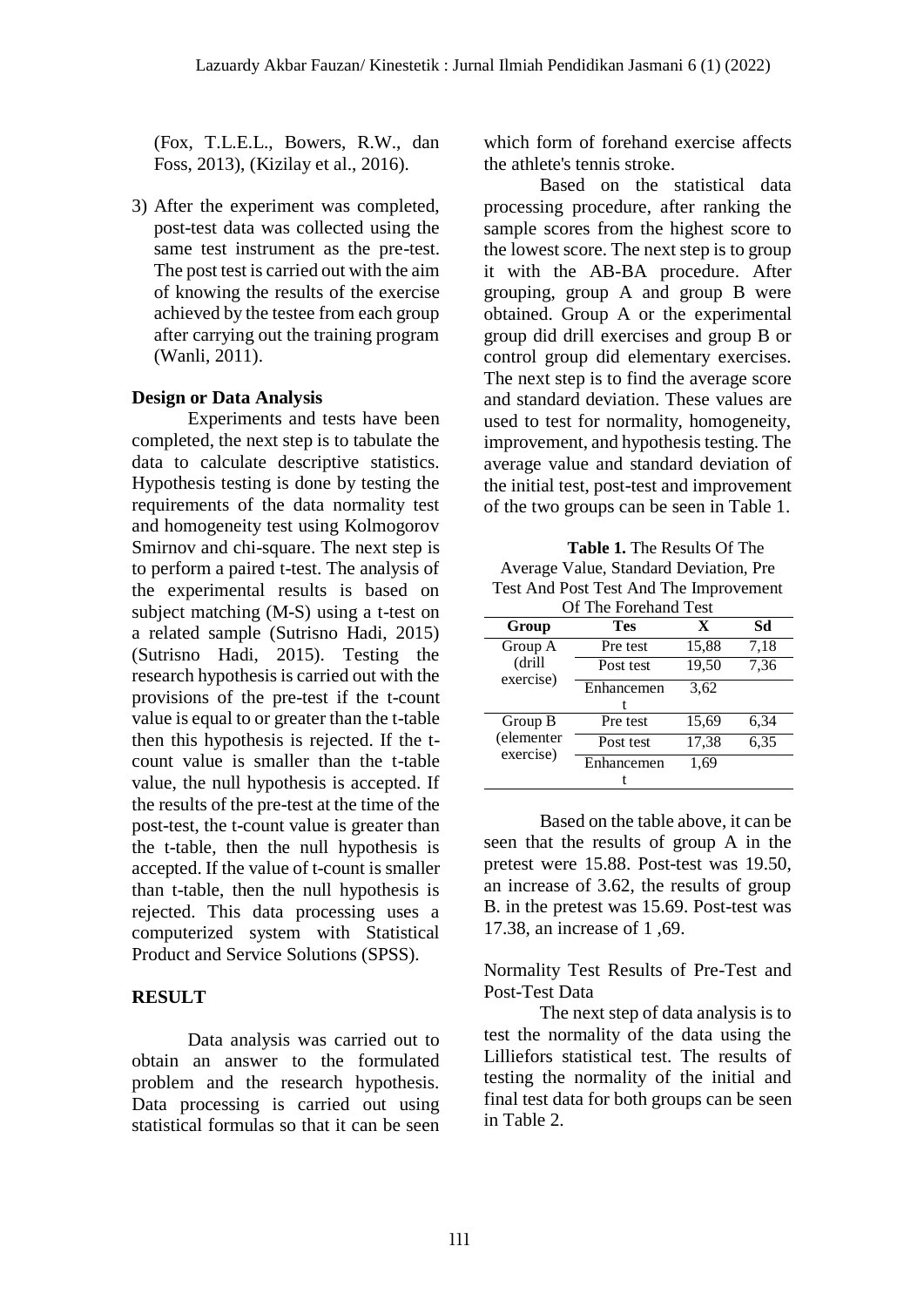(Fox, T.L.E.L., Bowers, R.W., dan Foss, 2013), (Kizilay et al., 2016).

3) After the experiment was completed, post-test data was collected using the same test instrument as the pre-test. The post test is carried out with the aim of knowing the results of the exercise achieved by the testee from each group after carrying out the training program (Wanli, 2011).

**Design or Data Analysis**

Experiments and tests have been completed, the next step is to tabulate the data to calculate descriptive statistics. Hypothesis testing is done by testing the requirements of the data normality test and homogeneity test using Kolmogorov Smirnov and chi-square. The next step is to perform a paired t-test. The analysis of the experimental results is based on subject matching (M-S) using a t-test on a related sample (Sutrisno Hadi, 2015) (Sutrisno Hadi, 2015). Testing the research hypothesis is carried out with the provisions of the pre-test if the t-count value is equal to or greater than the t-table then this hypothesis is rejected. If the t-count value is smaller than the t-table value, the null hypothesis is accepted. If the results of the pre-test at the time of the post-test, the t-count value is greater than the t-table, then the null hypothesis is accepted. If the value of t-count is smaller than t-table, then the null hypothesis is rejected. This data processing uses a computerized system with Statistical Product and Service Solutions (SPSS).

## RESULT

Data analysis was carried out to obtain an answer to the formulated problem and the research hypothesis. Data processing is carried out using statistical formulas so that it can be seen which form of forehand exercise affects the athlete's tennis stroke.

Based on the statistical data processing procedure, after ranking the sample scores from the highest score to the lowest score. The next step is to group it with the AB-BA procedure. After grouping, group A and group B were obtained. Group A or the experimental group did drill exercises and group B or control group did elementary exercises. The next step is to find the average score and standard deviation. These values are used to test for normality, homogeneity, improvement, and hypothesis testing. The average value and standard deviation of the initial test, post-test and improvement of the two groups can be seen in Table 1.

**Table 1.** The Results Of The Average Value, Standard Deviation, Pre Test And Post Test And The Improvement Of The Forehand Test

| Group | Tes | X | Sd |
|---|---|---|---|
| Group A (drill exercise) | Pre test | 15,88 | 7,18 |
| | Post test | 19,50 | 7,36 |
| | Enhancement | 3,62 | |
| Group B (elementer exercise) | Pre test | 15,69 | 6,34 |
| | Post test | 17,38 | 6,35 |
| | Enhancement | 1,69 | |

Based on the table above, it can be seen that the results of group A in the pretest were 15.88. Post-test was 19.50, an increase of 3.62, the results of group B. in the pretest was 15.69. Post-test was 17.38, an increase of 1 ,69.

Normality Test Results of Pre-Test and Post-Test Data

The next step of data analysis is to test the normality of the data using the Lilliefors statistical test. The results of testing the normality of the initial and final test data for both groups can be seen in Table 2.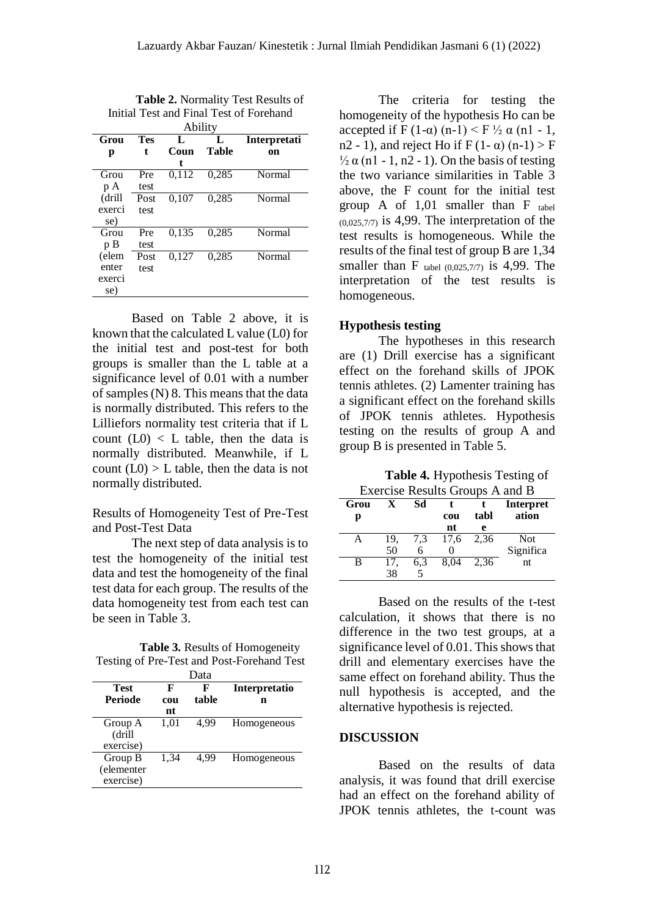**Table 2.** Normality Test Results of Initial Test and Final Test of Forehand Ability

| Group | Test | L Count | L Table | Interpretation |
|---|---|---|---|---|
| Group A (drill exercise) | Pre test | 0,112 | 0,285 | Normal |
| | Post test | 0,107 | 0,285 | Normal |
| Group B (elementer exercise) | Pre test | 0,135 | 0,285 | Normal |
| | Post test | 0,127 | 0,285 | Normal |

Based on Table 2 above, it is known that the calculated L value (L0) for the initial test and post-test for both groups is smaller than the L table at a significance level of 0.01 with a number of samples (N) 8. This means that the data is normally distributed. This refers to the Lilliefors normality test criteria that if L count (L0) < L table, then the data is normally distributed. Meanwhile, if L count (L0) > L table, then the data is not normally distributed.

Results of Homogeneity Test of Pre-Test and Post-Test Data

The next step of data analysis is to test the homogeneity of the initial test data and test the homogeneity of the final test data for each group. The results of the data homogeneity test from each test can be seen in Table 3.

**Table 3.** Results of Homogeneity Testing of Pre-Test and Post-Forehand Test Data

| Test Periode | F count | F table | Interpretation |
|---|---|---|---|
| Group A (drill exercise) | 1,01 | 4,99 | Homogeneous |
| Group B (elementer exercise) | 1,34 | 4,99 | Homogeneous |

The criteria for testing the homogeneity of the hypothesis Ho can be accepted if F (1-α) (n-1) < F ½ α (n1 - 1, n2 - 1), and reject Ho if F (1- α) (n-1) > F ½ α (n1 - 1, n2 - 1). On the basis of testing the two variance similarities in Table 3 above, the F count for the initial test group A of 1,01 smaller than $F_{tabel\ (0,025,7/7)}$ is 4,99. The interpretation of the test results is homogeneous. While the results of the final test of group B are 1,34 smaller than $F_{tabel\ (0,025,7/7)}$ is 4,99. The interpretation of the test results is homogeneous.

### Hypothesis testing

The hypotheses in this research are (1) Drill exercise has a significant effect on the forehand skills of JPOK tennis athletes. (2) Lamenter training has a significant effect on the forehand skills of JPOK tennis athletes. Hypothesis testing on the results of group A and group B is presented in Table 5.

**Table 4.** Hypothesis Testing of Exercise Results Groups A and B

| Group | X | Sd | t count | t table | Interpretation |
|---|---|---|---|---|---|
| A | 19,50 | 7,36 | 17,60 | 2,36 | Not Significant |
| B | 17,38 | 6,35 | 8,04 | 2,36 | |

Based on the results of the t-test calculation, it shows that there is no difference in the two test groups, at a significance level of 0.01. This shows that drill and elementary exercises have the same effect on forehand ability. Thus the null hypothesis is accepted, and the alternative hypothesis is rejected.

## DISCUSSION

Based on the results of data analysis, it was found that drill exercise had an effect on the forehand ability of JPOK tennis athletes, the t-count was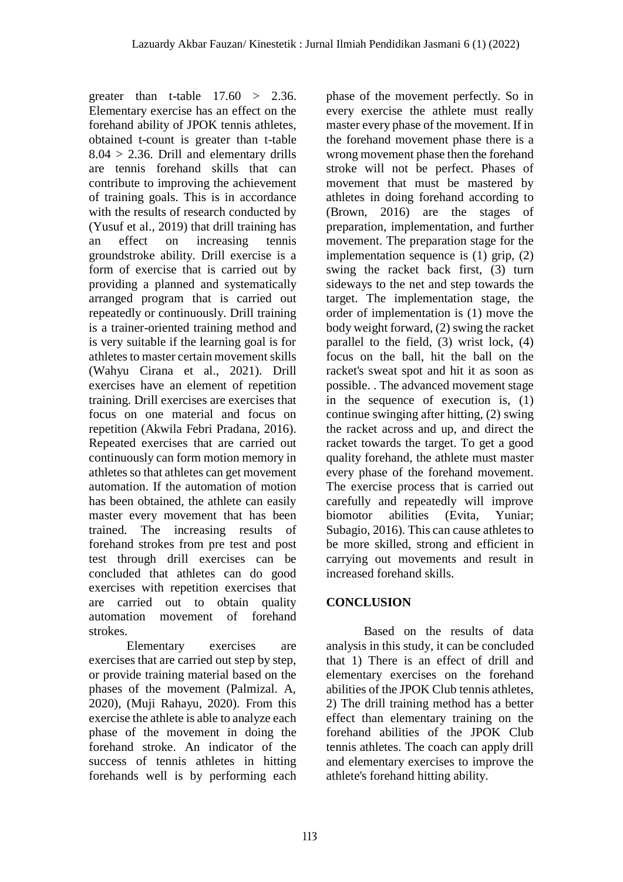greater than t-table 17.60 > 2.36. Elementary exercise has an effect on the forehand ability of JPOK tennis athletes, obtained t-count is greater than t-table 8.04 > 2.36. Drill and elementary drills are tennis forehand skills that can contribute to improving the achievement of training goals. This is in accordance with the results of research conducted by (Yusuf et al., 2019) that drill training has an effect on increasing tennis groundstroke ability. Drill exercise is a form of exercise that is carried out by providing a planned and systematically arranged program that is carried out repeatedly or continuously. Drill training is a trainer-oriented training method and is very suitable if the learning goal is for athletes to master certain movement skills (Wahyu Cirana et al., 2021). Drill exercises have an element of repetition training. Drill exercises are exercises that focus on one material and focus on repetition (Akwila Febri Pradana, 2016). Repeated exercises that are carried out continuously can form motion memory in athletes so that athletes can get movement automation. If the automation of motion has been obtained, the athlete can easily master every movement that has been trained. The increasing results of forehand strokes from pre test and post test through drill exercises can be concluded that athletes can do good exercises with repetition exercises that are carried out to obtain quality automation movement of forehand strokes.

Elementary exercises are exercises that are carried out step by step, or provide training material based on the phases of the movement (Palmizal. A, 2020), (Muji Rahayu, 2020). From this exercise the athlete is able to analyze each phase of the movement in doing the forehand stroke. An indicator of the success of tennis athletes in hitting forehands well is by performing each phase of the movement perfectly. So in every exercise the athlete must really master every phase of the movement. If in the forehand movement phase there is a wrong movement phase then the forehand stroke will not be perfect. Phases of movement that must be mastered by athletes in doing forehand according to (Brown, 2016) are the stages of preparation, implementation, and further movement. The preparation stage for the implementation sequence is (1) grip, (2) swing the racket back first, (3) turn sideways to the net and step towards the target. The implementation stage, the order of implementation is (1) move the body weight forward, (2) swing the racket parallel to the field, (3) wrist lock, (4) focus on the ball, hit the ball on the racket's sweat spot and hit it as soon as possible. . The advanced movement stage in the sequence of execution is, (1) continue swinging after hitting, (2) swing the racket across and up, and direct the racket towards the target. To get a good quality forehand, the athlete must master every phase of the forehand movement. The exercise process that is carried out carefully and repeatedly will improve biomotor abilities (Evita, Yuniar; Subagio, 2016). This can cause athletes to be more skilled, strong and efficient in carrying out movements and result in increased forehand skills.

## CONCLUSION

Based on the results of data analysis in this study, it can be concluded that 1) There is an effect of drill and elementary exercises on the forehand abilities of the JPOK Club tennis athletes, 2) The drill training method has a better effect than elementary training on the forehand abilities of the JPOK Club tennis athletes. The coach can apply drill and elementary exercises to improve the athlete's forehand hitting ability.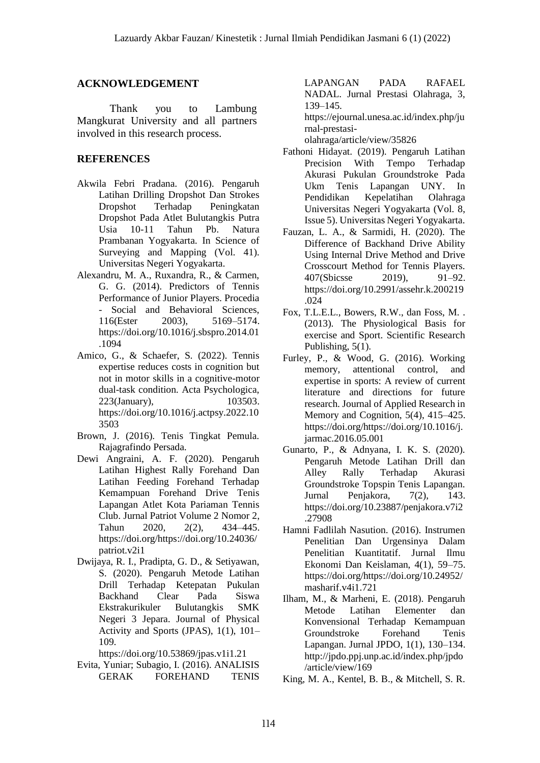## ACKNOWLEDGEMENT

Thank you to Lambung Mangkurat University and all partners involved in this research process.

## REFERENCES

Akwila Febri Pradana. (2016). Pengaruh Latihan Drilling Dropshot Dan Strokes Dropshot Terhadap Peningkatan Dropshot Pada Atlet Bulutangkis Putra Usia 10-11 Tahun Pb. Natura Prambanan Yogyakarta. In Science of Surveying and Mapping (Vol. 41). Universitas Negeri Yogyakarta.

Alexandru, M. A., Ruxandra, R., & Carmen, G. G. (2014). Predictors of Tennis Performance of Junior Players. Procedia - Social and Behavioral Sciences, 116(Ester 2003), 5169–5174. https://doi.org/10.1016/j.sbspro.2014.01.1094

Amico, G., & Schaefer, S. (2022). Tennis expertise reduces costs in cognition but not in motor skills in a cognitive-motor dual-task condition. Acta Psychologica, 223(January), 103503. https://doi.org/10.1016/j.actpsy.2022.103503

Brown, J. (2016). Tenis Tingkat Pemula. Rajagrafindo Persada.

Dewi Angraini, A. F. (2020). Pengaruh Latihan Highest Rally Forehand Dan Latihan Feeding Forehand Terhadap Kemampuan Forehand Drive Tenis Lapangan Atlet Kota Pariaman Tennis Club. Jurnal Patriot Volume 2 Nomor 2, Tahun 2020, 2(2), 434–445. https://doi.org/https://doi.org/10.24036/patriot.v2i1

Dwijaya, R. I., Pradipta, G. D., & Setiyawan, S. (2020). Pengaruh Metode Latihan Drill Terhadap Ketepatan Pukulan Backhand Clear Pada Siswa Ekstrakurikuler Bulutangkis SMK Negeri 3 Jepara. Journal of Physical Activity and Sports (JPAS), 1(1), 101–109. https://doi.org/10.53869/jpas.v1i1.21

Evita, Yuniar; Subagio, I. (2016). ANALISIS GERAK FOREHAND TENIS LAPANGAN PADA RAFAEL NADAL. Jurnal Prestasi Olahraga, 3, 139–145. https://ejournal.unesa.ac.id/index.php/jurnal-prestasi-olahraga/article/view/35826

Fathoni Hidayat. (2019). Pengaruh Latihan Precision With Tempo Terhadap Akurasi Pukulan Groundstroke Pada Ukm Tenis Lapangan UNY. In Pendidikan Kepelatihan Olahraga Universitas Negeri Yogyakarta (Vol. 8, Issue 5). Universitas Negeri Yogyakarta.

Fauzan, L. A., & Sarmidi, H. (2020). The Difference of Backhand Drive Ability Using Internal Drive Method and Drive Crosscourt Method for Tennis Players. 407(Sbicsse 2019), 91–92. https://doi.org/10.2991/assehr.k.200219.024

Fox, T.L.E.L., Bowers, R.W., dan Foss, M. . (2013). The Physiological Basis for exercise and Sport. Scientific Research Publishing, 5(1).

Furley, P., & Wood, G. (2016). Working memory, attentional control, and expertise in sports: A review of current literature and directions for future research. Journal of Applied Research in Memory and Cognition, 5(4), 415–425. https://doi.org/https://doi.org/10.1016/j.jarmac.2016.05.001

Gunarto, P., & Adnyana, I. K. S. (2020). Pengaruh Metode Latihan Drill dan Alley Rally Terhadap Akurasi Groundstroke Topspin Tenis Lapangan. Jurnal Penjakora, 7(2), 143. https://doi.org/10.23887/penjakora.v7i2.27908

Hamni Fadlilah Nasution. (2016). Instrumen Penelitian Dan Urgensinya Dalam Penelitian Kuantitatif. Jurnal Ilmu Ekonomi Dan Keislaman, 4(1), 59–75. https://doi.org/https://doi.org/10.24952/masharif.v4i1.721

Ilham, M., & Marheni, E. (2018). Pengaruh Metode Latihan Elementer dan Konvensional Terhadap Kemampuan Groundstroke Forehand Tenis Lapangan. Jurnal JPDO, 1(1), 130–134. http://jpdo.ppj.unp.ac.id/index.php/jpdo/article/view/169

King, M. A., Kentel, B. B., & Mitchell, S. R.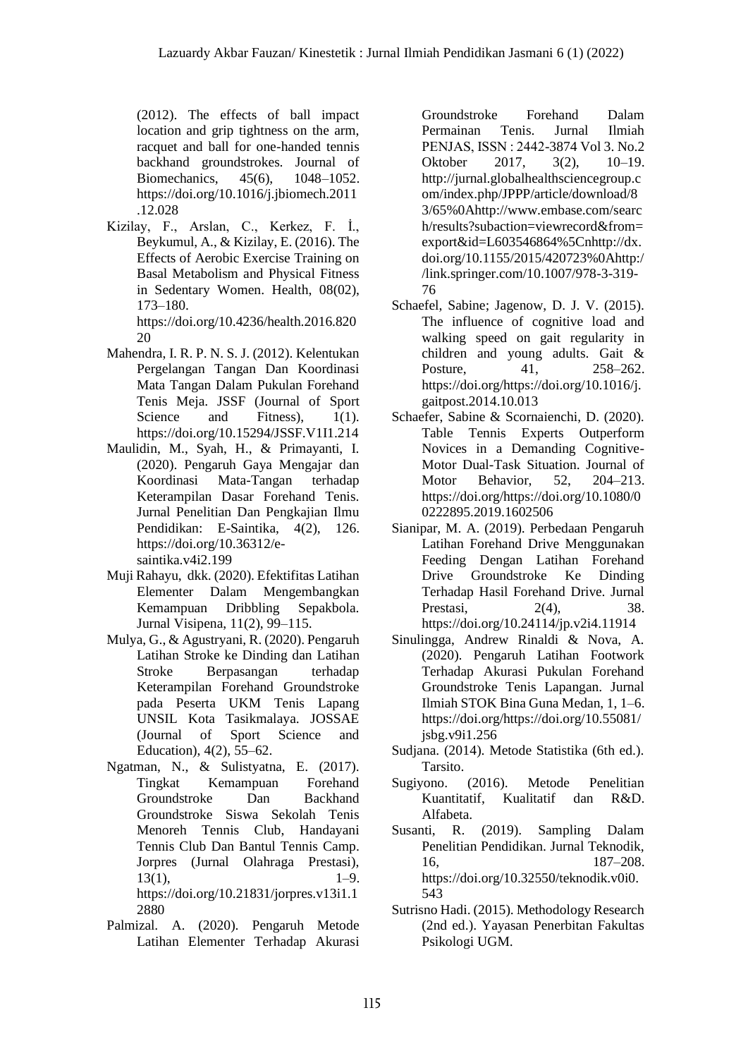(2012). The effects of ball impact location and grip tightness on the arm, racquet and ball for one-handed tennis backhand groundstrokes. Journal of Biomechanics, 45(6), 1048–1052. https://doi.org/10.1016/j.jbiomech.2011.12.028

Kizilay, F., Arslan, C., Kerkez, F. İ., Beykumul, A., & Kizilay, E. (2016). The Effects of Aerobic Exercise Training on Basal Metabolism and Physical Fitness in Sedentary Women. Health, 08(02), 173–180. https://doi.org/10.4236/health.2016.82020

Mahendra, I. R. P. N. S. J. (2012). Kelentukan Pergelangan Tangan Dan Koordinasi Mata Tangan Dalam Pukulan Forehand Tenis Meja. JSSF (Journal of Sport Science and Fitness), 1(1). https://doi.org/10.15294/JSSF.V1I1.214

Maulidin, M., Syah, H., & Primayanti, I. (2020). Pengaruh Gaya Mengajar dan Koordinasi Mata-Tangan terhadap Keterampilan Dasar Forehand Tenis. Jurnal Penelitian Dan Pengkajian Ilmu Pendidikan: E-Saintika, 4(2), 126. https://doi.org/10.36312/e-saintika.v4i2.199

Muji Rahayu, dkk. (2020). Efektifitas Latihan Elementer Dalam Mengembangkan Kemampuan Dribbling Sepakbola. Jurnal Visipena, 11(2), 99–115.

Mulya, G., & Agustryani, R. (2020). Pengaruh Latihan Stroke ke Dinding dan Latihan Stroke Berpasangan terhadap Keterampilan Forehand Groundstroke pada Peserta UKM Tenis Lapang UNSIL Kota Tasikmalaya. JOSSAE (Journal of Sport Science and Education), 4(2), 55–62.

Ngatman, N., & Sulistyatna, E. (2017). Tingkat Kemampuan Forehand Groundstroke Dan Backhand Groundstroke Siswa Sekolah Tenis Menoreh Tennis Club, Handayani Tennis Club Dan Bantul Tennis Camp. Jorpres (Jurnal Olahraga Prestasi), 13(1), 1–9. https://doi.org/10.21831/jorpres.v13i1.12880

Palmizal. A. (2020). Pengaruh Metode Latihan Elementer Terhadap Akurasi Groundstroke Forehand Dalam Permainan Tenis. Jurnal Ilmiah PENJAS, ISSN : 2442-3874 Vol 3. No.2 Oktober 2017, 3(2), 10–19. http://jurnal.globalhealthsciencegroup.com/index.php/JPPP/article/download/83/65%0Ahttp://www.embase.com/search/results?subaction=viewrecord&from=export&id=L603546864%5Cnhttp://dx.doi.org/10.1155/2015/420723%0Ahttp://link.springer.com/10.1007/978-3-319-76

Schaefel, Sabine; Jagenow, D. J. V. (2015). The influence of cognitive load and walking speed on gait regularity in children and young adults. Gait & Posture, 41, 258–262. https://doi.org/https://doi.org/10.1016/j.gaitpost.2014.10.013

Schaefer, Sabine & Scornaienchi, D. (2020). Table Tennis Experts Outperform Novices in a Demanding Cognitive-Motor Dual-Task Situation. Journal of Motor Behavior, 52, 204–213. https://doi.org/https://doi.org/10.1080/00222895.2019.1602506

Sianipar, M. A. (2019). Perbedaan Pengaruh Latihan Forehand Drive Menggunakan Feeding Dengan Latihan Forehand Drive Groundstroke Ke Dinding Terhadap Hasil Forehand Drive. Jurnal Prestasi, 2(4), 38. https://doi.org/10.24114/jp.v2i4.11914

Sinulingga, Andrew Rinaldi & Nova, A. (2020). Pengaruh Latihan Footwork Terhadap Akurasi Pukulan Forehand Groundstroke Tenis Lapangan. Jurnal Ilmiah STOK Bina Guna Medan, 1, 1–6. https://doi.org/https://doi.org/10.55081/jsbg.v9i1.256

Sudjana. (2014). Metode Statistika (6th ed.). Tarsito.

Sugiyono. (2016). Metode Penelitian Kuantitatif, Kualitatif dan R&D. Alfabeta.

Susanti, R. (2019). Sampling Dalam Penelitian Pendidikan. Jurnal Teknodik, 16, 187–208. https://doi.org/10.32550/teknodik.v0i0.543

Sutrisno Hadi. (2015). Methodology Research (2nd ed.). Yayasan Penerbitan Fakultas Psikologi UGM.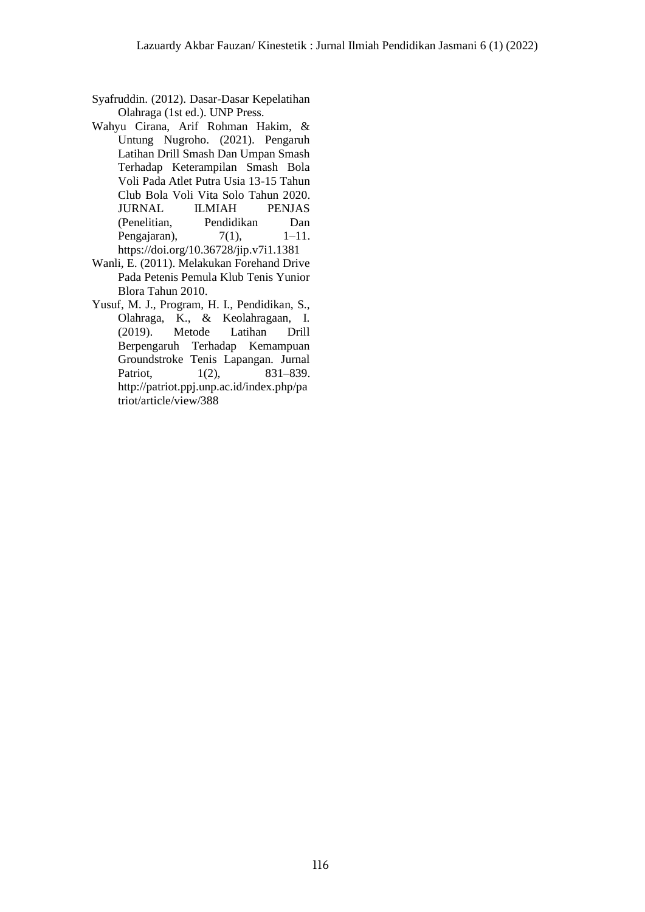Syafruddin. (2012). Dasar-Dasar Kepelatihan Olahraga (1st ed.). UNP Press.

Wahyu Cirana, Arif Rohman Hakim, & Untung Nugroho. (2021). Pengaruh Latihan Drill Smash Dan Umpan Smash Terhadap Keterampilan Smash Bola Voli Pada Atlet Putra Usia 13-15 Tahun Club Bola Voli Vita Solo Tahun 2020. JURNAL ILMIAH PENJAS (Penelitian, Pendidikan Dan Pengajaran), 7(1), 1–11. https://doi.org/10.36728/jip.v7i1.1381

Wanli, E. (2011). Melakukan Forehand Drive Pada Petenis Pemula Klub Tenis Yunior Blora Tahun 2010.

Yusuf, M. J., Program, H. I., Pendidikan, S., Olahraga, K., & Keolahragaan, I. (2019). Metode Latihan Drill Berpengaruh Terhadap Kemampuan Groundstroke Tenis Lapangan. Jurnal Patriot, 1(2), 831–839. http://patriot.ppj.unp.ac.id/index.php/patriot/article/view/388